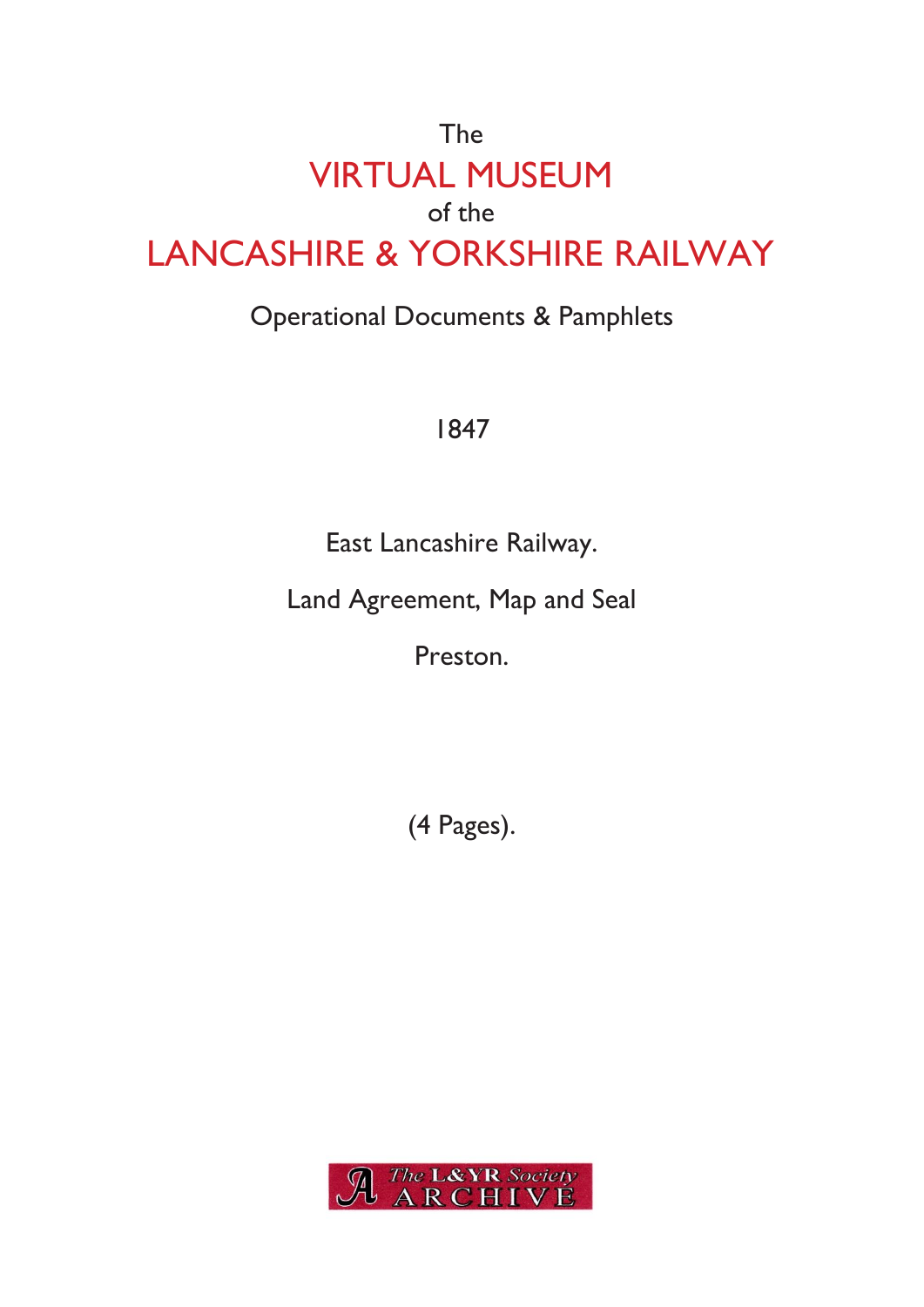The

# VIRTUAL MUSEUM

of the

# LANCASHIRE & YORKSHIRE RAILWAY

Operational Documents & Pamphlets

1847

East Lancashire Railway.

Land Agreement, Map and Seal

Preston.

(4 Pages).

The L&YR Society ARCHIVE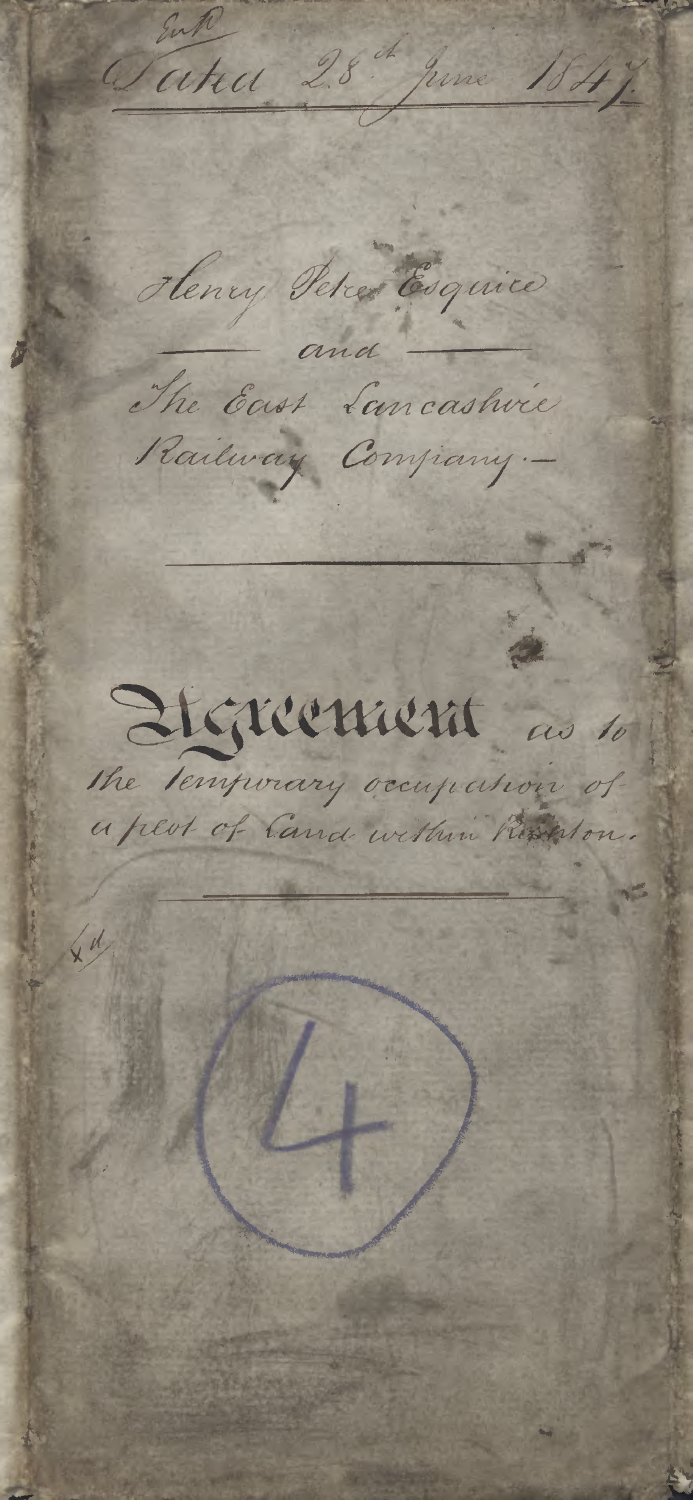Entd

Dated 28th June 1847.

Henry Peter Esquire

— and —

The East Lancashire Railway Company.—

**Agreement** as to the temporary occupation of a plot of land within Rishton.

xd

4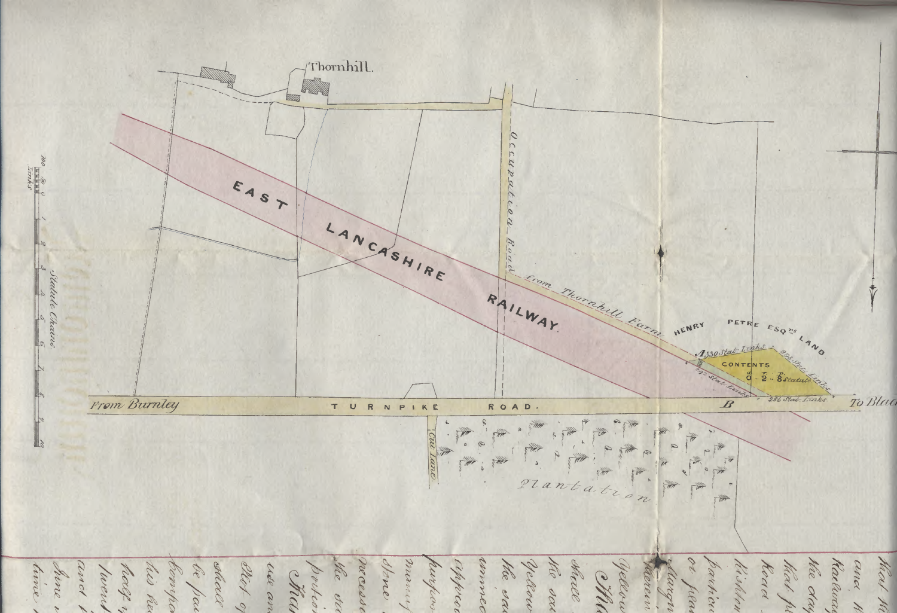Thornhill.

EAST LANCASHIRE RAILWAY

Occupation Road

From Thornhill Farm

HENRY PETRE ESQ^RS LAND

A 330 Stat: Links

298 Stat: Links

292 Stat: Links

286 Stat: Links

CONTENTS

0 - 2 - 8 Statute

From Burnley

TURNPIKE ROAD.

B

To Blac

Cut Lane

Plantation

Statute Chains.

Links 100 50 0 1 2 3 4 5 6 7 8 9 10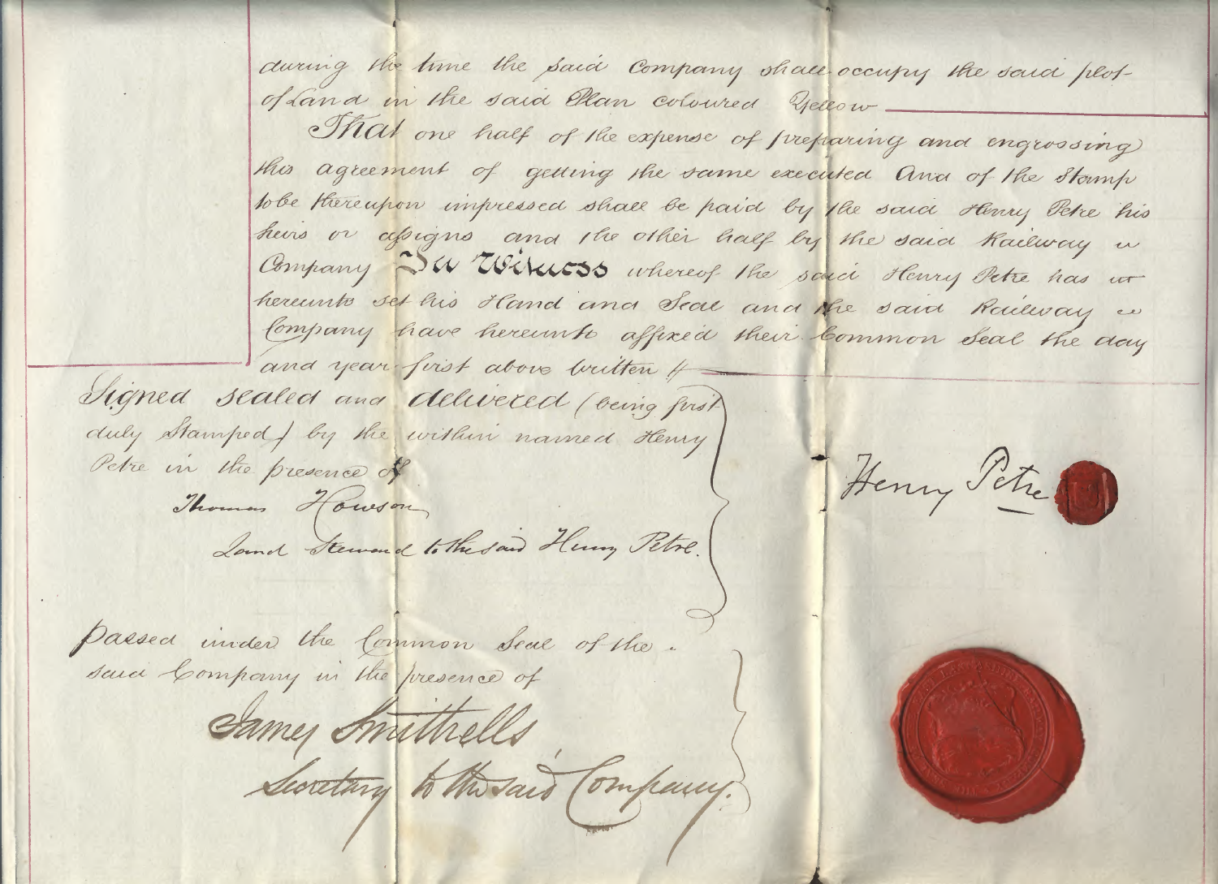during the time the said Company shall occupy the said plot of Land in the said Plan coloured Yellow

That one half of the expense of preparing and engrossing this agreement of getting the same executed And of the Stamp to be thereupon impressed shall be paid by the said Henry Petre his heirs or assigns and the other half by the said Railway Company In Witness whereof the said Henry Petre has hereunto set his Hand and Seal and the said Railway Company have hereunto affixed their Common Seal the day and year first above written

Signed sealed and delivered (being first duly Stamped) by the within named Henry Petre in the presence of

Thomas Howson

Land Steward to the said Henry Petre.

Henry Petre

Passed under the Common Seal of the said Company in the presence of

James Smithells

Secretary to the said Company.